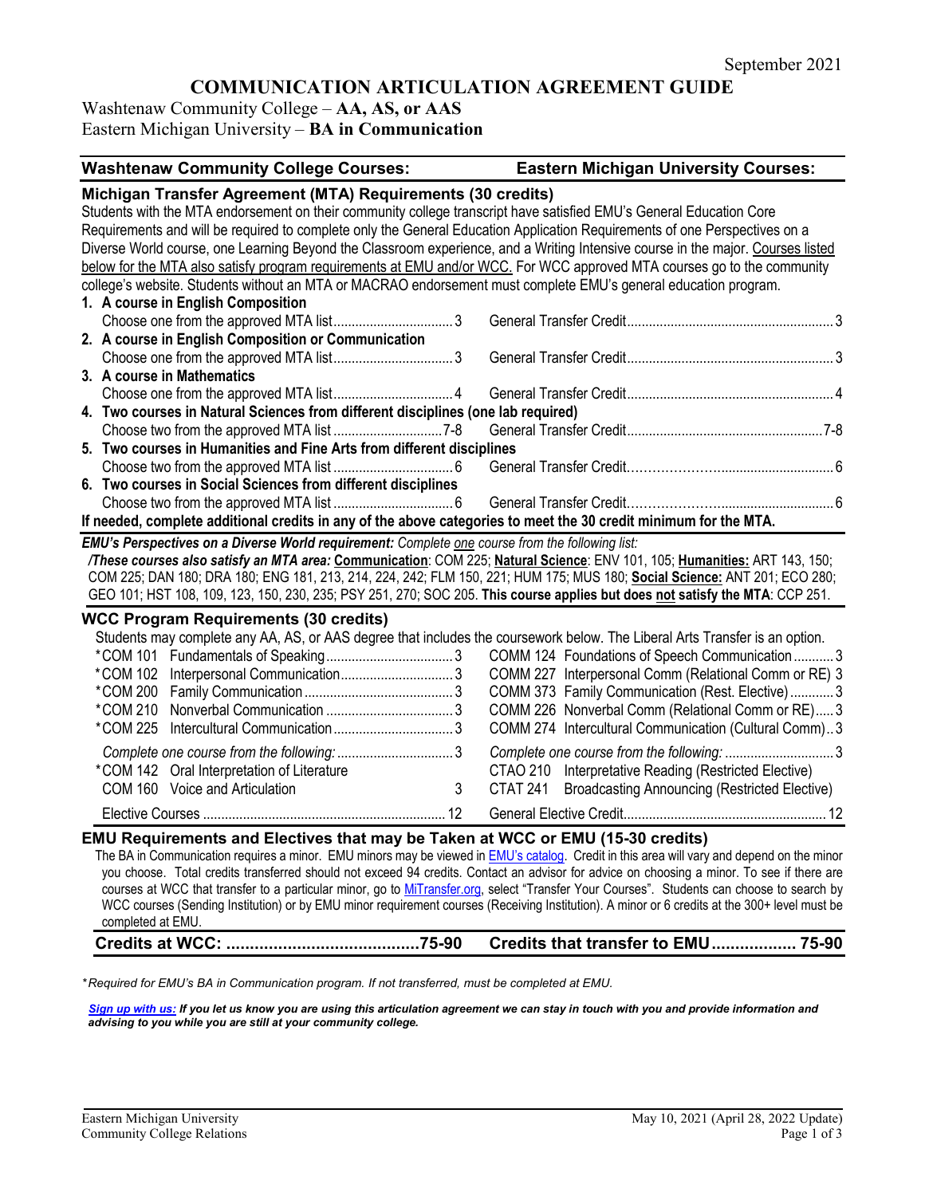September 2021

# COMMUNICATION ARTICULATION AGREEMENT GUIDE

Washtenaw Community College – **AA, AS, or AAS**
Eastern Michigan University – **BA in Communication**

| Washtenaw Community College Courses: | | Eastern Michigan University Courses: | |
|---|---|---|---|

## Michigan Transfer Agreement (MTA) Requirements (30 credits)

Students with the MTA endorsement on their community college transcript have satisfied EMU's General Education Core Requirements and will be required to complete only the General Education Application Requirements of one Perspectives on a Diverse World course, one Learning Beyond the Classroom experience, and a Writing Intensive course in the major. Courses listed below for the MTA also satisfy program requirements at EMU and/or WCC. For WCC approved MTA courses go to the community college's website. Students without an MTA or MACRAO endorsement must complete EMU's general education program.

| WCC Course | Credits | EMU Course | Credits |
|---|---|---|---|
| **1. A course in English Composition** | | | |
| Choose one from the approved MTA list | 3 | General Transfer Credit | 3 |
| **2. A course in English Composition or Communication** | | | |
| Choose one from the approved MTA list | 3 | General Transfer Credit | 3 |
| **3. A course in Mathematics** | | | |
| Choose one from the approved MTA list | 4 | General Transfer Credit | 4 |
| **4. Two courses in Natural Sciences from different disciplines (one lab required)** | | | |
| Choose two from the approved MTA list | 7-8 | General Transfer Credit | 7-8 |
| **5. Two courses in Humanities and Fine Arts from different disciplines** | | | |
| Choose two from the approved MTA list | 6 | General Transfer Credit | 6 |
| **6. Two courses in Social Sciences from different disciplines** | | | |
| Choose two from the approved MTA list | 6 | General Transfer Credit | 6 |

**If needed, complete additional credits in any of the above categories to meet the 30 credit minimum for the MTA.**

***EMU's Perspectives on a Diverse World requirement:*** *Complete one course from the following list:*
***/These courses also satisfy an MTA area:*** **Communication**: COM 225; **Natural Science**: ENV 101, 105; **Humanities:** ART 143, 150; COM 225; DAN 180; DRA 180; ENG 181, 213, 214, 224, 242; FLM 150, 221; HUM 175; MUS 180; **Social Science:** ANT 201; ECO 280; GEO 101; HST 108, 109, 123, 150, 230, 235; PSY 251, 270; SOC 205. **This course applies but does not satisfy the MTA**: CCP 251.

## WCC Program Requirements (30 credits)

Students may complete any AA, AS, or AAS degree that includes the coursework below. The Liberal Arts Transfer is an option.

| WCC Course | Credits | EMU Course | Credits |
|---|---|---|---|
| *COM 101 Fundamentals of Speaking | 3 | COMM 124 Foundations of Speech Communication | 3 |
| *COM 102 Interpersonal Communication | 3 | COMM 227 Interpersonal Comm (Relational Comm or RE) | 3 |
| *COM 200 Family Communication | 3 | COMM 373 Family Communication (Rest. Elective) | 3 |
| *COM 210 Nonverbal Communication | 3 | COMM 226 Nonverbal Comm (Relational Comm or RE) | 3 |
| *COM 225 Intercultural Communication | 3 | COMM 274 Intercultural Communication (Cultural Comm) | 3 |
| *Complete one course from the following:* | 3 | *Complete one course from the following:* | 3 |
| *COM 142 Oral Interpretation of Literature | | CTAO 210 Interpretative Reading (Restricted Elective) | |
| COM 160 Voice and Articulation | 3 | CTAT 241 Broadcasting Announcing (Restricted Elective) | |
| Elective Courses | 12 | General Elective Credit | 12 |

## EMU Requirements and Electives that may be Taken at WCC or EMU (15-30 credits)

The BA in Communication requires a minor. EMU minors may be viewed in EMU's catalog. Credit in this area will vary and depend on the minor you choose. Total credits transferred should not exceed 94 credits. Contact an advisor for advice on choosing a minor. To see if there are courses at WCC that transfer to a particular minor, go to MiTransfer.org, select "Transfer Your Courses". Students can choose to search by WCC courses (Sending Institution) or by EMU minor requirement courses (Receiving Institution). A minor or 6 credits at the 300+ level must be completed at EMU.

| **Credits at WCC:** | **75-90** | **Credits that transfer to EMU** | **75-90** |
|---|---|---|---|

**Required for EMU's BA in Communication program. If not transferred, must be completed at EMU.*

***Sign up with us:*** ***If you let us know you are using this articulation agreement we can stay in touch with you and provide information and advising to you while you are still at your community college.***

Eastern Michigan University
Community College Relations

May 10, 2021 (April 28, 2022 Update)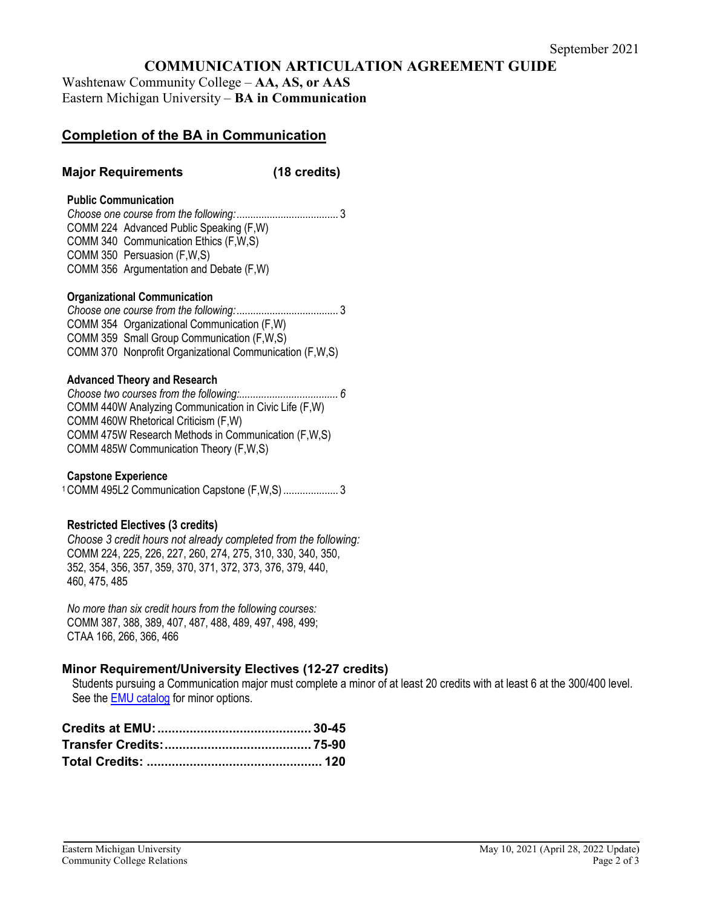September 2021

# COMMUNICATION ARTICULATION AGREEMENT GUIDE

Washtenaw Community College – **AA, AS, or AAS**
Eastern Michigan University – **BA in Communication**

## Completion of the BA in Communication

### Major Requirements (18 credits)

**Public Communication**

*Choose one course from the following:* ..................................... 3
COMM 224 Advanced Public Speaking (F,W)
COMM 340 Communication Ethics (F,W,S)
COMM 350 Persuasion (F,W,S)
COMM 356 Argumentation and Debate (F,W)

**Organizational Communication**

*Choose one course from the following:* ..................................... 3
COMM 354 Organizational Communication (F,W)
COMM 359 Small Group Communication (F,W,S)
COMM 370 Nonprofit Organizational Communication (F,W,S)

**Advanced Theory and Research**

*Choose two courses from the following:.................................... 6*
COMM 440W Analyzing Communication in Civic Life (F,W)
COMM 460W Rhetorical Criticism (F,W)
COMM 475W Research Methods in Communication (F,W,S)
COMM 485W Communication Theory (F,W,S)

**Capstone Experience**

[1] COMM 495L2 Communication Capstone (F,W,S) .................... 3

**Restricted Electives (3 credits)**

*Choose 3 credit hours not already completed from the following:*
COMM 224, 225, 226, 227, 260, 274, 275, 310, 330, 340, 350, 352, 354, 356, 357, 359, 370, 371, 372, 373, 376, 379, 440, 460, 475, 485

*No more than six credit hours from the following courses:*
COMM 387, 388, 389, 407, 487, 488, 489, 497, 498, 499; CTAA 166, 266, 366, 466

### Minor Requirement/University Electives (12-27 credits)

Students pursuing a Communication major must complete a minor of at least 20 credits with at least 6 at the 300/400 level. See the EMU catalog for minor options.

**Credits at EMU:........................................... 30-45**
**Transfer Credits:......................................... 75-90**
**Total Credits: ................................................. 120**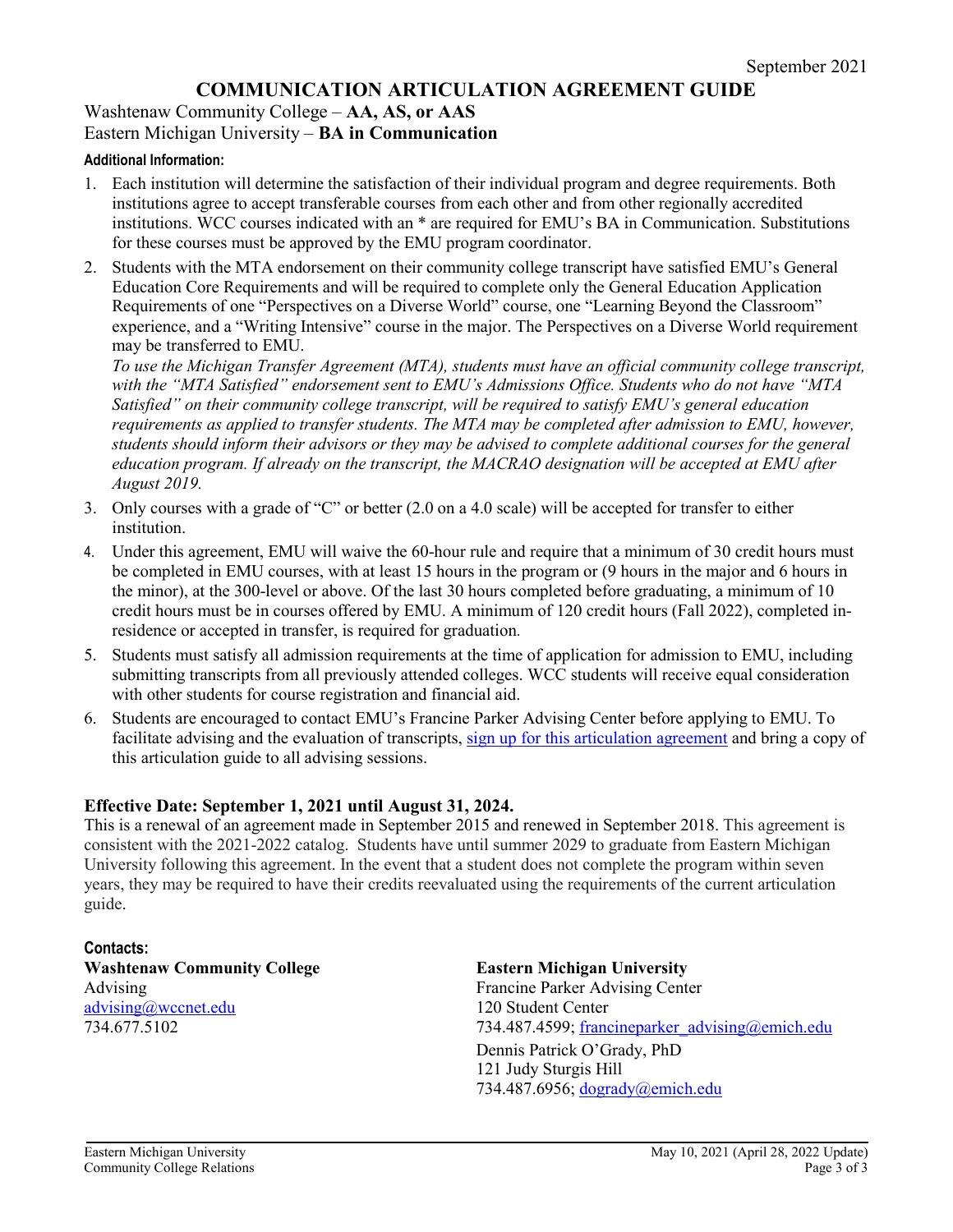September 2021

# COMMUNICATION ARTICULATION AGREEMENT GUIDE

Washtenaw Community College – **AA, AS, or AAS**
Eastern Michigan University – **BA in Communication**

**Additional Information:**

1. Each institution will determine the satisfaction of their individual program and degree requirements. Both institutions agree to accept transferable courses from each other and from other regionally accredited institutions. WCC courses indicated with an * are required for EMU's BA in Communication. Substitutions for these courses must be approved by the EMU program coordinator.
2. Students with the MTA endorsement on their community college transcript have satisfied EMU's General Education Core Requirements and will be required to complete only the General Education Application Requirements of one "Perspectives on a Diverse World" course, one "Learning Beyond the Classroom" experience, and a "Writing Intensive" course in the major. The Perspectives on a Diverse World requirement may be transferred to EMU.
*To use the Michigan Transfer Agreement (MTA), students must have an official community college transcript, with the "MTA Satisfied" endorsement sent to EMU's Admissions Office. Students who do not have "MTA Satisfied" on their community college transcript, will be required to satisfy EMU's general education requirements as applied to transfer students. The MTA may be completed after admission to EMU, however, students should inform their advisors or they may be advised to complete additional courses for the general education program. If already on the transcript, the MACRAO designation will be accepted at EMU after August 2019.*
3. Only courses with a grade of "C" or better (2.0 on a 4.0 scale) will be accepted for transfer to either institution.
4. Under this agreement, EMU will waive the 60-hour rule and require that a minimum of 30 credit hours must be completed in EMU courses, with at least 15 hours in the program or (9 hours in the major and 6 hours in the minor), at the 300-level or above. Of the last 30 hours completed before graduating, a minimum of 10 credit hours must be in courses offered by EMU. A minimum of 120 credit hours (Fall 2022), completed in-residence or accepted in transfer, is required for graduation.
5. Students must satisfy all admission requirements at the time of application for admission to EMU, including submitting transcripts from all previously attended colleges. WCC students will receive equal consideration with other students for course registration and financial aid.
6. Students are encouraged to contact EMU's Francine Parker Advising Center before applying to EMU. To facilitate advising and the evaluation of transcripts, [sign up for this articulation agreement](#) and bring a copy of this articulation guide to all advising sessions.

**Effective Date: September 1, 2021 until August 31, 2024.**

This is a renewal of an agreement made in September 2015 and renewed in September 2018. This agreement is consistent with the 2021-2022 catalog. Students have until summer 2029 to graduate from Eastern Michigan University following this agreement. In the event that a student does not complete the program within seven years, they may be required to have their credits reevaluated using the requirements of the current articulation guide.

**Contacts:**

**Washtenaw Community College**
Advising
advising@wccnet.edu
734.677.5102

**Eastern Michigan University**
Francine Parker Advising Center
120 Student Center
734.487.4599; francineparker_advising@emich.edu

Dennis Patrick O'Grady, PhD
121 Judy Sturgis Hill
734.487.6956; dogrady@emich.edu